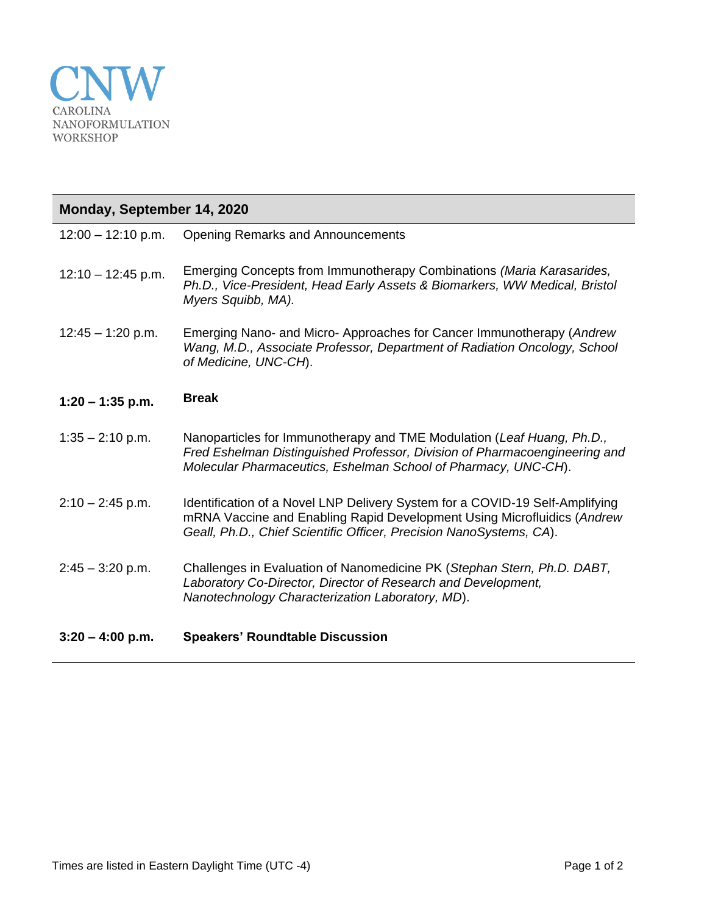CNW

CAROLINA NANOFORMULATION WORKSHOP

## Monday, September 14, 2020

| | |
|---|---|
| 12:00 – 12:10 p.m. | Opening Remarks and Announcements |
| 12:10 – 12:45 p.m. | Emerging Concepts from Immunotherapy Combinations *(Maria Karasarides, Ph.D., Vice-President, Head Early Assets & Biomarkers, WW Medical, Bristol Myers Squibb, MA).* |
| 12:45 – 1:20 p.m. | Emerging Nano- and Micro- Approaches for Cancer Immunotherapy (*Andrew Wang, M.D., Associate Professor, Department of Radiation Oncology, School of Medicine, UNC-CH*). |
| **1:20 – 1:35 p.m.** | **Break** |
| 1:35 – 2:10 p.m. | Nanoparticles for Immunotherapy and TME Modulation (*Leaf Huang, Ph.D., Fred Eshelman Distinguished Professor, Division of Pharmacoengineering and Molecular Pharmaceutics, Eshelman School of Pharmacy, UNC-CH*). |
| 2:10 – 2:45 p.m. | Identification of a Novel LNP Delivery System for a COVID-19 Self-Amplifying mRNA Vaccine and Enabling Rapid Development Using Microfluidics (*Andrew Geall, Ph.D., Chief Scientific Officer, Precision NanoSystems, CA*). |
| 2:45 – 3:20 p.m. | Challenges in Evaluation of Nanomedicine PK (*Stephan Stern, Ph.D. DABT, Laboratory Co-Director, Director of Research and Development, Nanotechnology Characterization Laboratory, MD*). |
| **3:20 – 4:00 p.m.** | **Speakers' Roundtable Discussion** |

Times are listed in Eastern Daylight Time (UTC -4)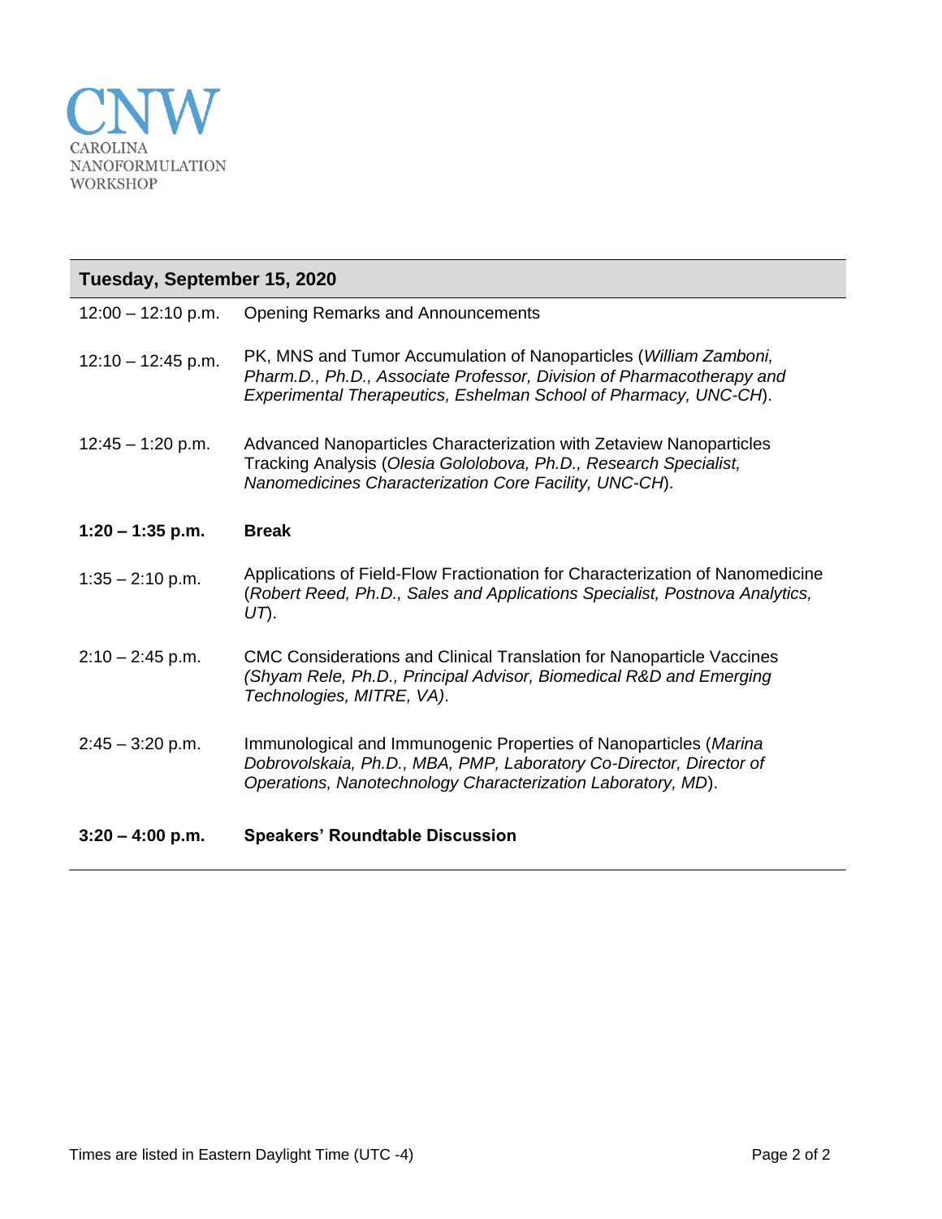CNW
CAROLINA
NANOFORMULATION
WORKSHOP

| **Tuesday, September 15, 2020** | |
|---|---|
| 12:00 – 12:10 p.m. | Opening Remarks and Announcements |
| 12:10 – 12:45 p.m. | PK, MNS and Tumor Accumulation of Nanoparticles (*William Zamboni, Pharm.D., Ph.D., Associate Professor, Division of Pharmacotherapy and Experimental Therapeutics, Eshelman School of Pharmacy, UNC-CH*). |
| 12:45 – 1:20 p.m. | Advanced Nanoparticles Characterization with Zetaview Nanoparticles Tracking Analysis (*Olesia Gololobova, Ph.D., Research Specialist, Nanomedicines Characterization Core Facility, UNC-CH*). |
| **1:20 – 1:35 p.m.** | **Break** |
| 1:35 – 2:10 p.m. | Applications of Field-Flow Fractionation for Characterization of Nanomedicine (*Robert Reed, Ph.D., Sales and Applications Specialist, Postnova Analytics, UT*). |
| 2:10 – 2:45 p.m. | CMC Considerations and Clinical Translation for Nanoparticle Vaccines *(Shyam Rele, Ph.D., Principal Advisor, Biomedical R&D and Emerging Technologies, MITRE, VA)*. |
| 2:45 – 3:20 p.m. | Immunological and Immunogenic Properties of Nanoparticles (*Marina Dobrovolskaia, Ph.D., MBA, PMP, Laboratory Co-Director, Director of Operations, Nanotechnology Characterization Laboratory, MD*). |
| **3:20 – 4:00 p.m.** | **Speakers' Roundtable Discussion** |

Times are listed in Eastern Daylight Time (UTC -4)